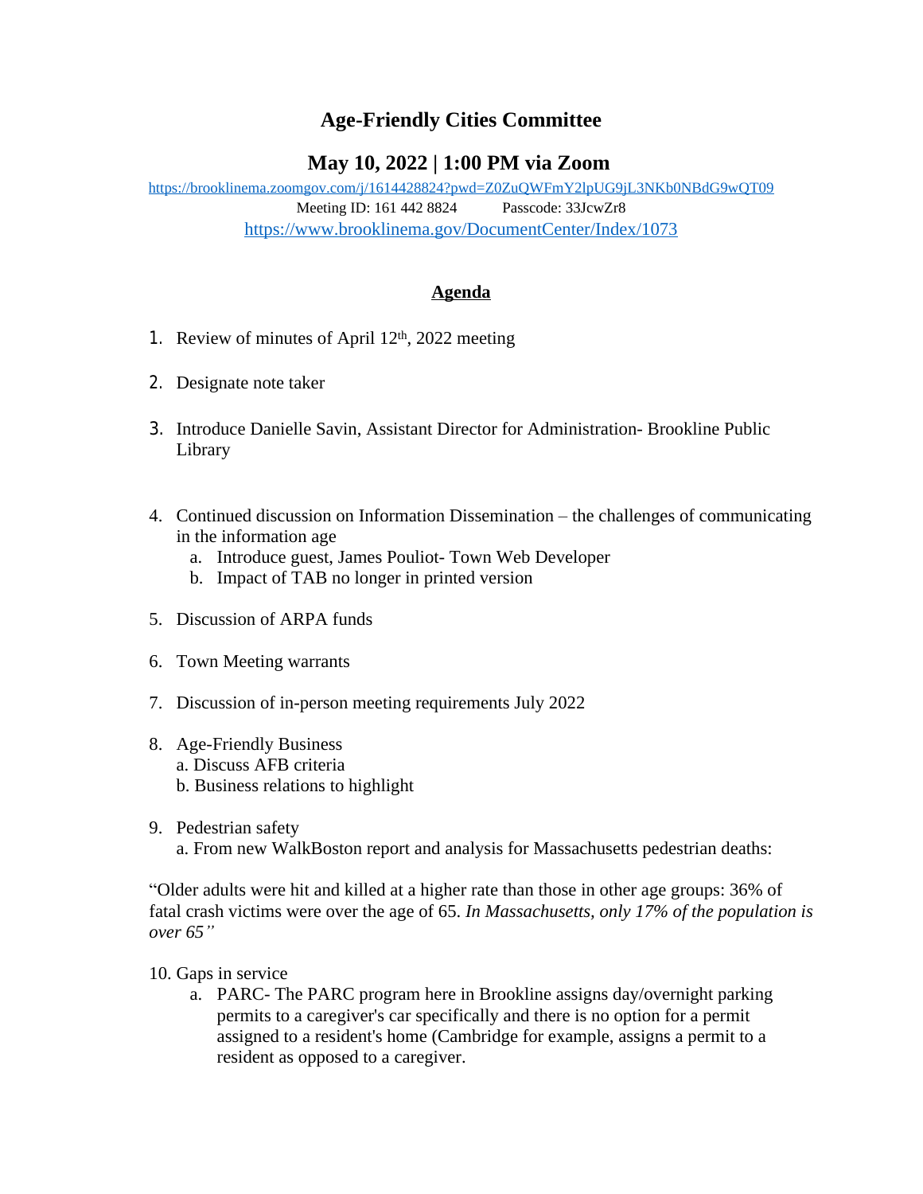# Age-Friendly Cities Committee

## May 10, 2022 | 1:00 PM via Zoom

https://brooklinema.zoomgov.com/j/1614428824?pwd=Z0ZuQWFmY2lpUG9jL3NKb0NBdG9wQT09

Meeting ID: 161 442 8824 Passcode: 33JcwZr8

https://www.brooklinema.gov/DocumentCenter/Index/1073

**Agenda**

1. Review of minutes of April 12th, 2022 meeting

2. Designate note taker

3. Introduce Danielle Savin, Assistant Director for Administration- Brookline Public Library

4. Continued discussion on Information Dissemination – the challenges of communicating in the information age
   a. Introduce guest, James Pouliot- Town Web Developer
   b. Impact of TAB no longer in printed version

5. Discussion of ARPA funds

6. Town Meeting warrants

7. Discussion of in-person meeting requirements July 2022

8. Age-Friendly Business
   a. Discuss AFB criteria
   b. Business relations to highlight

9. Pedestrian safety
   a. From new WalkBoston report and analysis for Massachusetts pedestrian deaths:

"Older adults were hit and killed at a higher rate than those in other age groups: 36% of fatal crash victims were over the age of 65. *In Massachusetts, only 17% of the population is over 65"*

10. Gaps in service
    a. PARC- The PARC program here in Brookline assigns day/overnight parking permits to a caregiver's car specifically and there is no option for a permit assigned to a resident's home (Cambridge for example, assigns a permit to a resident as opposed to a caregiver.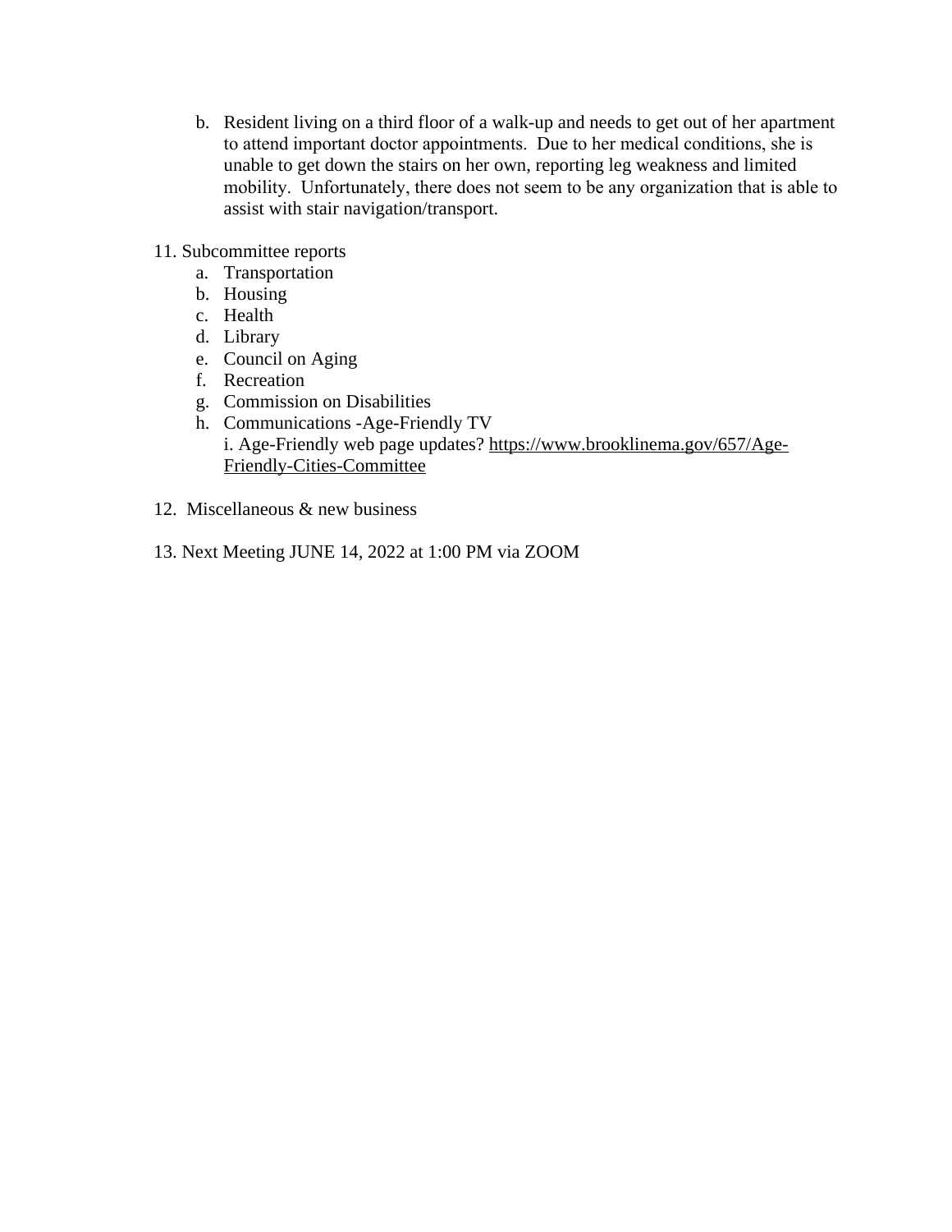b. Resident living on a third floor of a walk-up and needs to get out of her apartment to attend important doctor appointments. Due to her medical conditions, she is unable to get down the stairs on her own, reporting leg weakness and limited mobility. Unfortunately, there does not seem to be any organization that is able to assist with stair navigation/transport.

11. Subcommittee reports
    a. Transportation
    b. Housing
    c. Health
    d. Library
    e. Council on Aging
    f. Recreation
    g. Commission on Disabilities
    h. Communications -Age-Friendly TV
       i. Age-Friendly web page updates? https://www.brooklinema.gov/657/Age-Friendly-Cities-Committee

12. Miscellaneous & new business

13. Next Meeting JUNE 14, 2022 at 1:00 PM via ZOOM